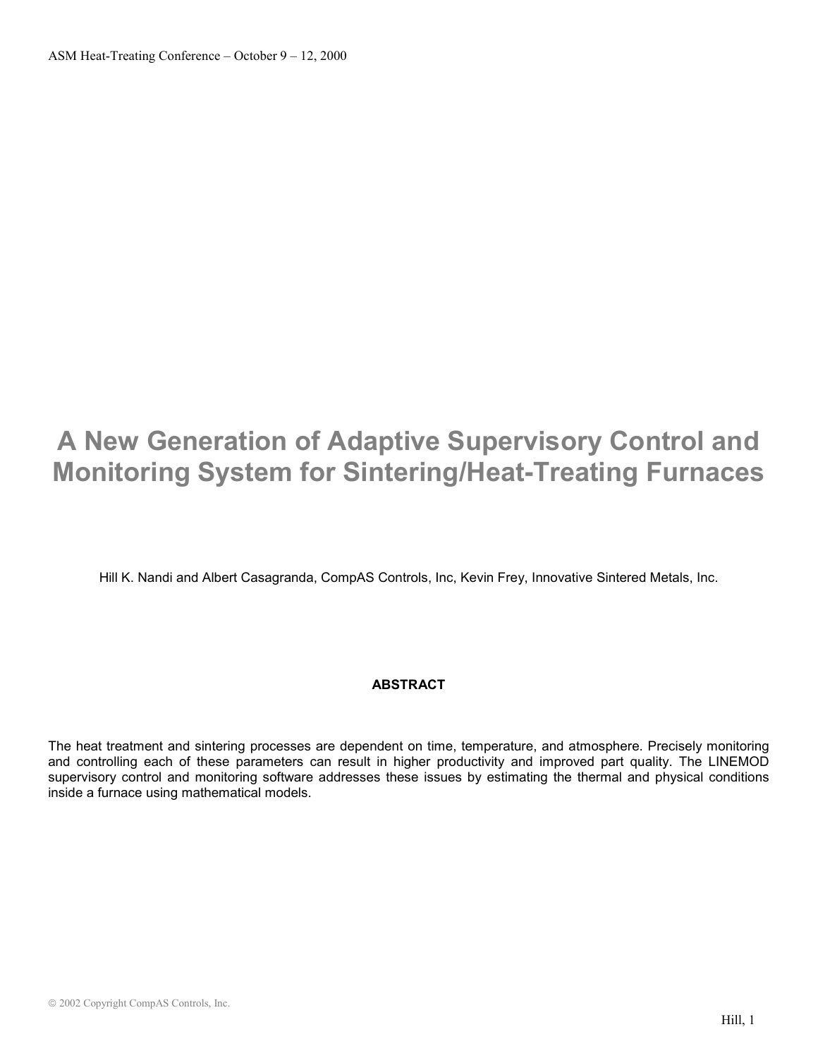# A New Generation of Adaptive Supervisory Control and Monitoring System for Sintering/Heat-Treating Furnaces

Hill K. Nandi and Albert Casagranda, CompAS Controls, Inc, Kevin Frey, Innovative Sintered Metals, Inc.

## ABSTRACT

The heat treatment and sintering processes are dependent on time, temperature, and atmosphere. Precisely monitoring and controlling each of these parameters can result in higher productivity and improved part quality. The LINEMOD supervisory control and monitoring software addresses these issues by estimating the thermal and physical conditions inside a furnace using mathematical models.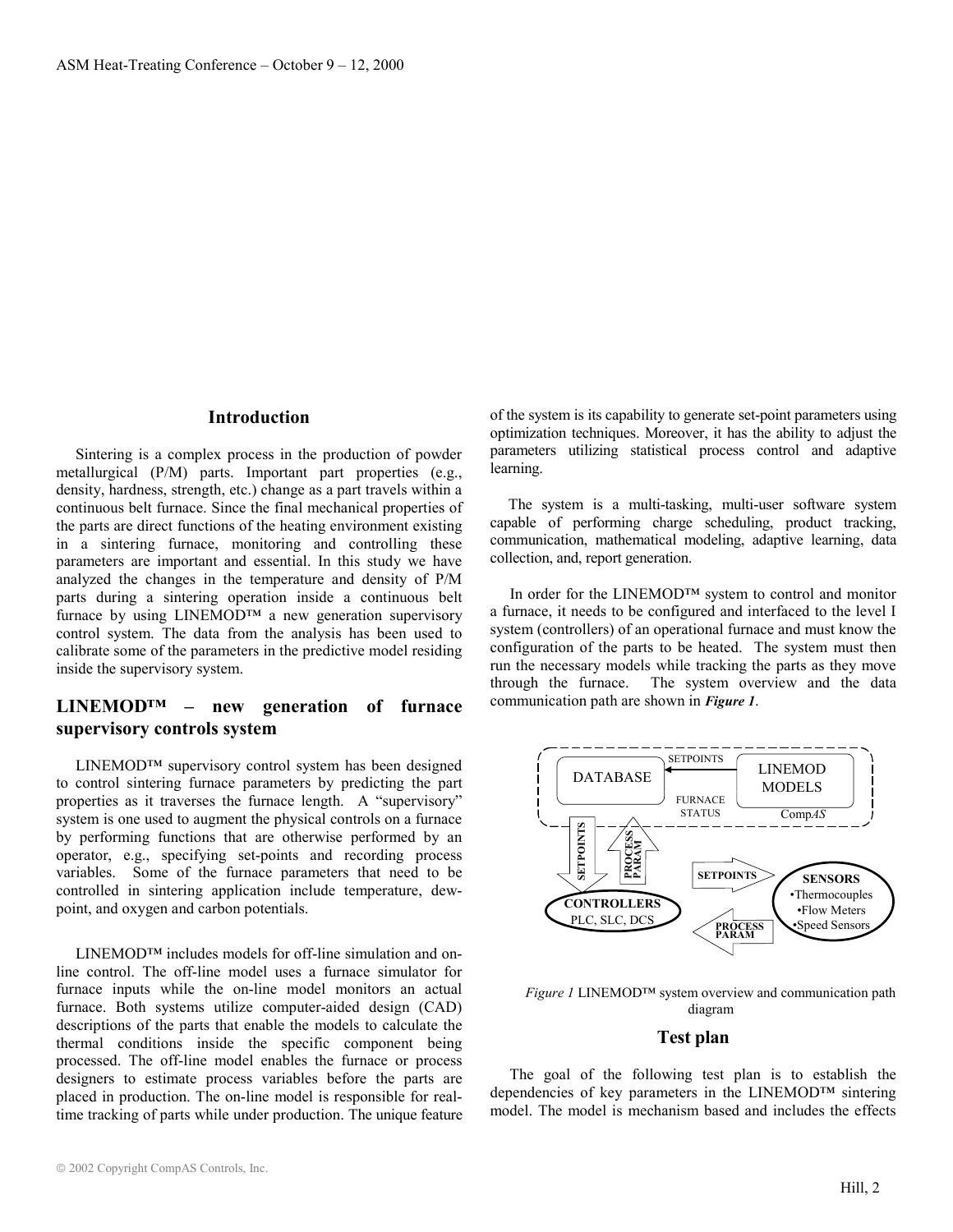## Introduction

Sintering is a complex process in the production of powder metallurgical (P/M) parts. Important part properties (e.g., density, hardness, strength, etc.) change as a part travels within a continuous belt furnace. Since the final mechanical properties of the parts are direct functions of the heating environment existing in a sintering furnace, monitoring and controlling these parameters are important and essential. In this study we have analyzed the changes in the temperature and density of P/M parts during a sintering operation inside a continuous belt furnace by using LINEMOD™ a new generation supervisory control system. The data from the analysis has been used to calibrate some of the parameters in the predictive model residing inside the supervisory system.

## LINEMOD™ – new generation of furnace supervisory controls system

LINEMOD™ supervisory control system has been designed to control sintering furnace parameters by predicting the part properties as it traverses the furnace length. A "supervisory" system is one used to augment the physical controls on a furnace by performing functions that are otherwise performed by an operator, e.g., specifying set-points and recording process variables. Some of the furnace parameters that need to be controlled in sintering application include temperature, dew-point, and oxygen and carbon potentials.

LINEMOD™ includes models for off-line simulation and on-line control. The off-line model uses a furnace simulator for furnace inputs while the on-line model monitors an actual furnace. Both systems utilize computer-aided design (CAD) descriptions of the parts that enable the models to calculate the thermal conditions inside the specific component being processed. The off-line model enables the furnace or process designers to estimate process variables before the parts are placed in production. The on-line model is responsible for real-time tracking of parts while under production. The unique feature of the system is its capability to generate set-point parameters using optimization techniques. Moreover, it has the ability to adjust the parameters utilizing statistical process control and adaptive learning.

The system is a multi-tasking, multi-user software system capable of performing charge scheduling, product tracking, communication, mathematical modeling, adaptive learning, data collection, and, report generation.

In order for the LINEMOD™ system to control and monitor a furnace, it needs to be configured and interfaced to the level I system (controllers) of an operational furnace and must know the configuration of the parts to be heated. The system must then run the necessary models while tracking the parts as they move through the furnace. The system overview and the data communication path are shown in ***Figure 1***.

DATABASE — SETPOINTS — LINEMOD MODELS — FURNACE STATUS — Comp*AS*

SETPOINTS — PROCESS PARAM

CONTROLLERS: PLC, SLC, DCS — SETPOINTS — PROCESS PARAM — SENSORS: •Thermocouples •Flow Meters •Speed Sensors

*Figure 1* LINEMOD™ system overview and communication path diagram

## Test plan

The goal of the following test plan is to establish the dependencies of key parameters in the LINEMOD™ sintering model. The model is mechanism based and includes the effects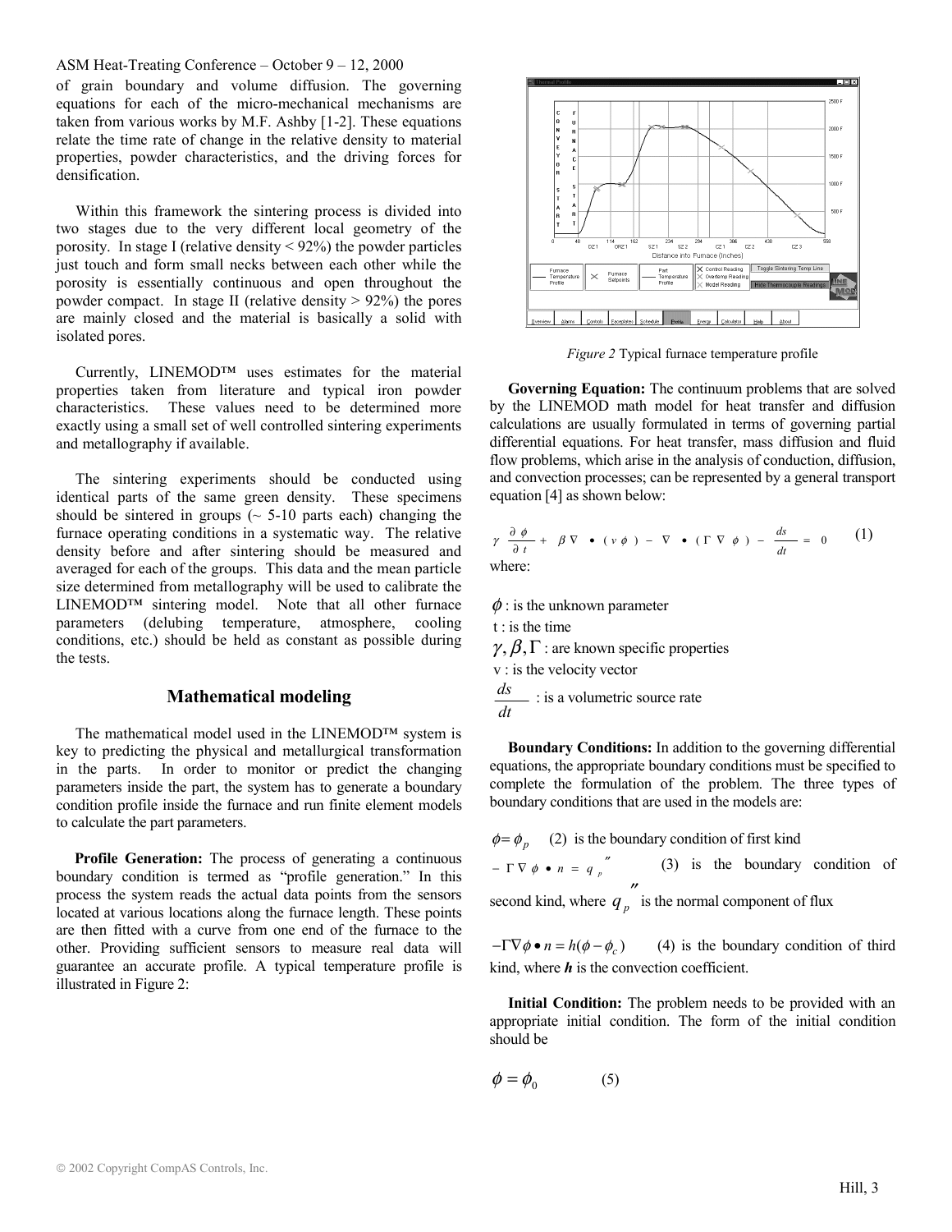of grain boundary and volume diffusion. The governing equations for each of the micro-mechanical mechanisms are taken from various works by M.F. Ashby [1-2]. These equations relate the time rate of change in the relative density to material properties, powder characteristics, and the driving forces for densification.

Within this framework the sintering process is divided into two stages due to the very different local geometry of the porosity. In stage I (relative density < 92%) the powder particles just touch and form small necks between each other while the porosity is essentially continuous and open throughout the powder compact. In stage II (relative density > 92%) the pores are mainly closed and the material is basically a solid with isolated pores.

Currently, LINEMOD™ uses estimates for the material properties taken from literature and typical iron powder characteristics. These values need to be determined more exactly using a small set of well controlled sintering experiments and metallography if available.

The sintering experiments should be conducted using identical parts of the same green density. These specimens should be sintered in groups (~ 5-10 parts each) changing the furnace operating conditions in a systematic way. The relative density before and after sintering should be measured and averaged for each of the groups. This data and the mean particle size determined from metallography will be used to calibrate the LINEMOD™ sintering model. Note that all other furnace parameters (delubing temperature, atmosphere, cooling conditions, etc.) should be held as constant as possible during the tests.

## Mathematical modeling

The mathematical model used in the LINEMOD™ system is key to predicting the physical and metallurgical transformation in the parts. In order to monitor or predict the changing parameters inside the part, the system has to generate a boundary condition profile inside the furnace and run finite element models to calculate the part parameters.

**Profile Generation:** The process of generating a continuous boundary condition is termed as "profile generation." In this process the system reads the actual data points from the sensors located at various locations along the furnace length. These points are then fitted with a curve from one end of the furnace to the other. Providing sufficient sensors to measure real data will guarantee an accurate profile. A typical temperature profile is illustrated in Figure 2:

*Figure 2* Typical furnace temperature profile

**Governing Equation:** The continuum problems that are solved by the LINEMOD math model for heat transfer and diffusion calculations are usually formulated in terms of governing partial differential equations. For heat transfer, mass diffusion and fluid flow problems, which arise in the analysis of conduction, diffusion, and convection processes; can be represented by a general transport equation [4] as shown below:

$$\gamma \frac{\partial \phi}{\partial t} + \beta \nabla \bullet (v\phi) - \nabla \bullet (\Gamma \nabla \phi) - \frac{ds}{dt} = 0 \qquad (1)$$

where:

$\phi$ : is the unknown parameter

t : is the time

$\gamma, \beta, \Gamma$ : are known specific properties

v : is the velocity vector

$\frac{ds}{dt}$ : is a volumetric source rate

**Boundary Conditions:** In addition to the governing differential equations, the appropriate boundary conditions must be specified to complete the formulation of the problem. The three types of boundary conditions that are used in the models are:

$\phi = \phi_p$ (2) is the boundary condition of first kind

$-\Gamma \nabla \phi \bullet n = q_p''$ (3) is the boundary condition of second kind, where $q_p''$ is the normal component of flux

$-\Gamma \nabla \phi \bullet n = h(\phi - \phi_c)$ (4) is the boundary condition of third kind, where ***h*** is the convection coefficient.

**Initial Condition:** The problem needs to be provided with an appropriate initial condition. The form of the initial condition should be

$$\phi = \phi_0 \qquad (5)$$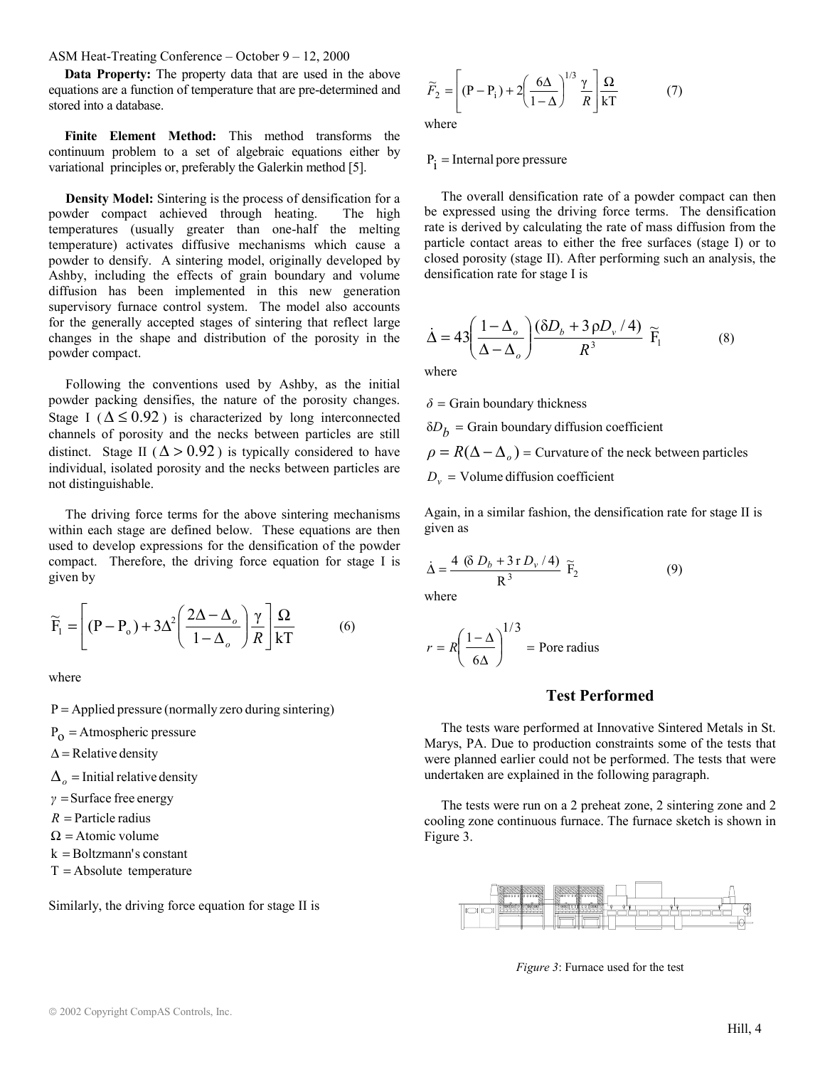**Data Property:** The property data that are used in the above equations are a function of temperature that are pre-determined and stored into a database.

**Finite Element Method:** This method transforms the continuum problem to a set of algebraic equations either by variational principles or, preferably the Galerkin method [5].

**Density Model:** Sintering is the process of densification for a powder compact achieved through heating. The high temperatures (usually greater than one-half the melting temperature) activates diffusive mechanisms which cause a powder to densify. A sintering model, originally developed by Ashby, including the effects of grain boundary and volume diffusion has been implemented in this new generation supervisory furnace control system. The model also accounts for the generally accepted stages of sintering that reflect large changes in the shape and distribution of the porosity in the powder compact.

Following the conventions used by Ashby, as the initial powder packing densifies, the nature of the porosity changes. Stage I ($\Delta \leq 0.92$) is characterized by long interconnected channels of porosity and the necks between particles are still distinct. Stage II ($\Delta > 0.92$) is typically considered to have individual, isolated porosity and the necks between particles are not distinguishable.

The driving force terms for the above sintering mechanisms within each stage are defined below. These equations are then used to develop expressions for the densification of the powder compact. Therefore, the driving force equation for stage I is given by

$$\widetilde{F}_1 = \left[ (P - P_o) + 3\Delta^2 \left( \frac{2\Delta - \Delta_o}{1 - \Delta_o} \right) \frac{\gamma}{R} \right] \frac{\Omega}{kT} \tag{6}$$

where

$P$ = Applied pressure (normally zero during sintering)

$P_o$ = Atmospheric pressure

$\Delta$ = Relative density

$\Delta_o$ = Initial relative density

$\gamma$ = Surface free energy

$R$ = Particle radius

$\Omega$ = Atomic volume

$k$ = Boltzmann's constant

$T$ = Absolute temperature

Similarly, the driving force equation for stage II is

$$\widetilde{F}_2 = \left[ (P - P_i) + 2\left( \frac{6\Delta}{1 - \Delta} \right)^{1/3} \frac{\gamma}{R} \right] \frac{\Omega}{kT} \tag{7}$$

where

$P_i$ = Internal pore pressure

The overall densification rate of a powder compact can then be expressed using the driving force terms. The densification rate is derived by calculating the rate of mass diffusion from the particle contact areas to either the free surfaces (stage I) or to closed porosity (stage II). After performing such an analysis, the densification rate for stage I is

$$\dot{\Delta} = 43 \left( \frac{1 - \Delta_o}{\Delta - \Delta_o} \right) \frac{(\delta D_b + 3\rho D_v / 4)}{R^3} \widetilde{F}_1 \tag{8}$$

where

$\delta$ = Grain boundary thickness

$\delta D_b$ = Grain boundary diffusion coefficient

$\rho = R(\Delta - \Delta_o)$ = Curvature of the neck between particles

$D_v$ = Volume diffusion coefficient

Again, in a similar fashion, the densification rate for stage II is given as

$$\dot{\Delta} = \frac{4\ (\delta\ D_b + 3\, r\, D_v / 4)}{R^3} \widetilde{F}_2 \tag{9}$$

where

$$r = R \left( \frac{1 - \Delta}{6\Delta} \right)^{1/3} = \text{Pore radius}$$

## Test Performed

The tests ware performed at Innovative Sintered Metals in St. Marys, PA. Due to production constraints some of the tests that were planned earlier could not be performed. The tests that were undertaken are explained in the following paragraph.

The tests were run on a 2 preheat zone, 2 sintering zone and 2 cooling zone continuous furnace. The furnace sketch is shown in Figure 3.

*Figure 3*: Furnace used for the test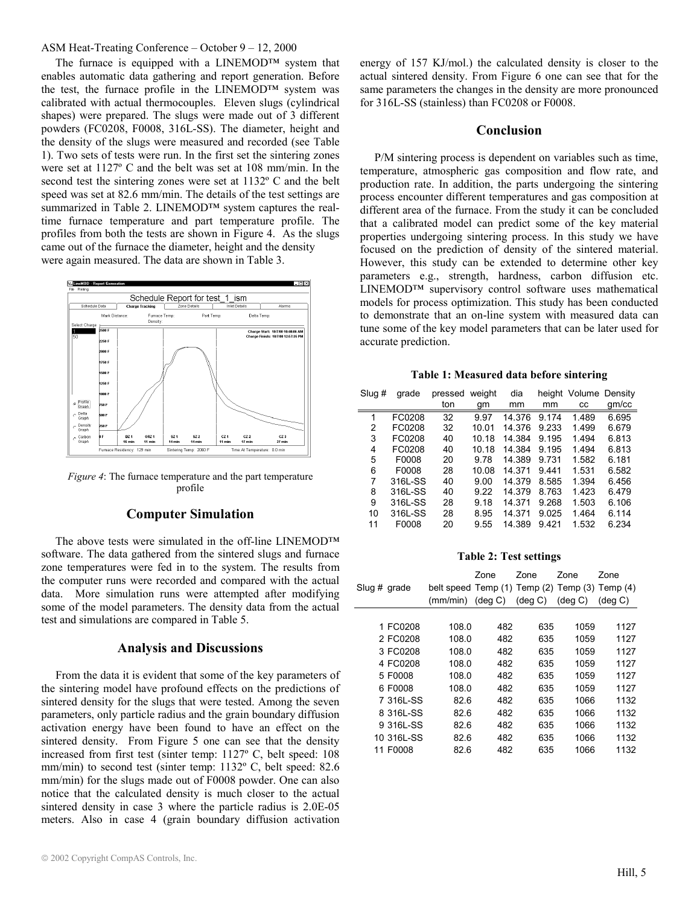The furnace is equipped with a LINEMOD™ system that enables automatic data gathering and report generation. Before the test, the furnace profile in the LINEMOD™ system was calibrated with actual thermocouples. Eleven slugs (cylindrical shapes) were prepared. The slugs were made out of 3 different powders (FC0208, F0008, 316L-SS). The diameter, height and the density of the slugs were measured and recorded (see Table 1). Two sets of tests were run. In the first set the sintering zones were set at 1127º C and the belt was set at 108 mm/min. In the second test the sintering zones were set at 1132º C and the belt speed was set at 82.6 mm/min. The details of the test settings are summarized in Table 2. LINEMOD™ system captures the real-time furnace temperature and part temperature profile. The profiles from both the tests are shown in Figure 4. As the slugs came out of the furnace the diameter, height and the density were again measured. The data are shown in Table 3.

*Figure 4*: The furnace temperature and the part temperature profile

## Computer Simulation

The above tests were simulated in the off-line LINEMOD™ software. The data gathered from the sintered slugs and furnace zone temperatures were fed in to the system. The results from the computer runs were recorded and compared with the actual data. More simulation runs were attempted after modifying some of the model parameters. The density data from the actual test and simulations are compared in Table 5.

## Analysis and Discussions

From the data it is evident that some of the key parameters of the sintering model have profound effects on the predictions of sintered density for the slugs that were tested. Among the seven parameters, only particle radius and the grain boundary diffusion activation energy have been found to have an effect on the sintered density. From Figure 5 one can see that the density increased from first test (sinter temp: 1127º C, belt speed: 108 mm/min) to second test (sinter temp: 1132º C, belt speed: 82.6 mm/min) for the slugs made out of F0008 powder. One can also notice that the calculated density is much closer to the actual sintered density in case 3 where the particle radius is 2.0E-05 meters. Also in case 4 (grain boundary diffusion activation energy of 157 KJ/mol.) the calculated density is closer to the actual sintered density. From Figure 6 one can see that for the same parameters the changes in the density are more pronounced for 316L-SS (stainless) than FC0208 or F0008.

## Conclusion

P/M sintering process is dependent on variables such as time, temperature, atmospheric gas composition and flow rate, and production rate. In addition, the parts undergoing the sintering process encounter different temperatures and gas composition at different area of the furnace. From the study it can be concluded that a calibrated model can predict some of the key material properties undergoing sintering process. In this study we have focused on the prediction of density of the sintered material. However, this study can be extended to determine other key parameters e.g., strength, hardness, carbon diffusion etc. LINEMOD™ supervisory control software uses mathematical models for process optimization. This study has been conducted to demonstrate that an on-line system with measured data can tune some of the key model parameters that can be later used for accurate prediction.

**Table 1: Measured data before sintering**

| Slug # | grade | pressed ton | weight gm | dia mm | height mm | Volume cc | Density gm/cc |
|---|---|---|---|---|---|---|---|
| 1 | FC0208 | 32 | 9.97 | 14.376 | 9.174 | 1.489 | 6.695 |
| 2 | FC0208 | 32 | 10.01 | 14.376 | 9.233 | 1.499 | 6.679 |
| 3 | FC0208 | 40 | 10.18 | 14.384 | 9.195 | 1.494 | 6.813 |
| 4 | FC0208 | 40 | 10.18 | 14.384 | 9.195 | 1.494 | 6.813 |
| 5 | F0008 | 20 | 9.78 | 14.389 | 9.731 | 1.582 | 6.181 |
| 6 | F0008 | 28 | 10.08 | 14.371 | 9.441 | 1.531 | 6.582 |
| 7 | 316L-SS | 40 | 9.00 | 14.379 | 8.585 | 1.394 | 6.456 |
| 8 | 316L-SS | 40 | 9.22 | 14.379 | 8.763 | 1.423 | 6.479 |
| 9 | 316L-SS | 28 | 9.18 | 14.371 | 9.268 | 1.503 | 6.106 |
| 10 | 316L-SS | 28 | 8.95 | 14.371 | 9.025 | 1.464 | 6.114 |
| 11 | F0008 | 20 | 9.55 | 14.389 | 9.421 | 1.532 | 6.234 |

**Table 2: Test settings**

| Slug # | grade | belt speed (mm/min) | Zone Temp (1) (deg C) | Zone Temp (2) (deg C) | Zone Temp (3) (deg C) | Zone Temp (4) (deg C) |
|---|---|---|---|---|---|---|
| 1 | FC0208 | 108.0 | 482 | 635 | 1059 | 1127 |
| 2 | FC0208 | 108.0 | 482 | 635 | 1059 | 1127 |
| 3 | FC0208 | 108.0 | 482 | 635 | 1059 | 1127 |
| 4 | FC0208 | 108.0 | 482 | 635 | 1059 | 1127 |
| 5 | F0008 | 108.0 | 482 | 635 | 1059 | 1127 |
| 6 | F0008 | 108.0 | 482 | 635 | 1059 | 1127 |
| 7 | 316L-SS | 82.6 | 482 | 635 | 1066 | 1132 |
| 8 | 316L-SS | 82.6 | 482 | 635 | 1066 | 1132 |
| 9 | 316L-SS | 82.6 | 482 | 635 | 1066 | 1132 |
| 10 | 316L-SS | 82.6 | 482 | 635 | 1066 | 1132 |
| 11 | F0008 | 82.6 | 482 | 635 | 1066 | 1132 |

© 2002 Copyright CompAS Controls, Inc.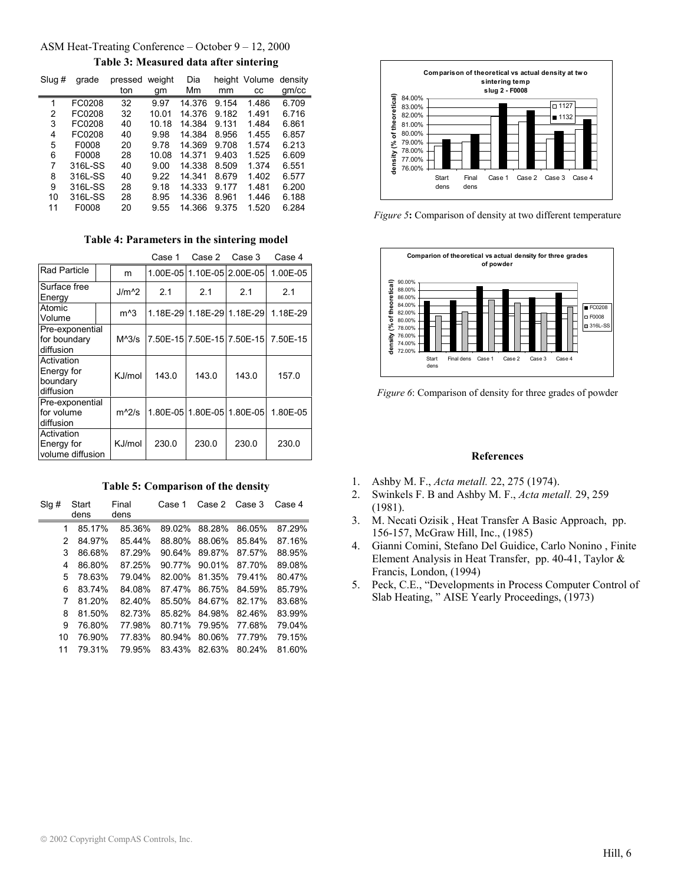**Table 3: Measured data after sintering**

| Slug # | grade | pressed ton | weight gm | Dia Mm | height mm | Volume cc | density gm/cc |
|---|---|---|---|---|---|---|---|
| 1 | FC0208 | 32 | 9.97 | 14.376 | 9.154 | 1.486 | 6.709 |
| 2 | FC0208 | 32 | 10.01 | 14.376 | 9.182 | 1.491 | 6.716 |
| 3 | FC0208 | 40 | 10.18 | 14.384 | 9.131 | 1.484 | 6.861 |
| 4 | FC0208 | 40 | 9.98 | 14.384 | 8.956 | 1.455 | 6.857 |
| 5 | F0008 | 20 | 9.78 | 14.369 | 9.708 | 1.574 | 6.213 |
| 6 | F0008 | 28 | 10.08 | 14.371 | 9.403 | 1.525 | 6.609 |
| 7 | 316L-SS | 40 | 9.00 | 14.338 | 8.509 | 1.374 | 6.551 |
| 8 | 316L-SS | 40 | 9.22 | 14.341 | 8.679 | 1.402 | 6.577 |
| 9 | 316L-SS | 28 | 9.18 | 14.333 | 9.177 | 1.481 | 6.200 |
| 10 | 316L-SS | 28 | 8.95 | 14.336 | 8.961 | 1.446 | 6.188 |
| 11 | F0008 | 20 | 9.55 | 14.366 | 9.375 | 1.520 | 6.284 |

**Table 4: Parameters in the sintering model**

| | | Case 1 | Case 2 | Case 3 | Case 4 |
|---|---|---|---|---|---|
| Rad Particle | m | 1.00E-05 | 1.10E-05 | 2.00E-05 | 1.00E-05 |
| Surface free Energy | J/m^2 | 2.1 | 2.1 | 2.1 | 2.1 |
| Atomic Volume | m^3 | 1.18E-29 | 1.18E-29 | 1.18E-29 | 1.18E-29 |
| Pre-exponential for boundary diffusion | M^3/s | 7.50E-15 | 7.50E-15 | 7.50E-15 | 7.50E-15 |
| Activation Energy for boundary diffusion | KJ/mol | 143.0 | 143.0 | 143.0 | 157.0 |
| Pre-exponential for volume diffusion | m^2/s | 1.80E-05 | 1.80E-05 | 1.80E-05 | 1.80E-05 |
| Activation Energy for volume diffusion | KJ/mol | 230.0 | 230.0 | 230.0 | 230.0 |

**Table 5: Comparison of the density**

| Slg # | Start dens | Final dens | Case 1 | Case 2 | Case 3 | Case 4 |
|---|---|---|---|---|---|---|
| 1 | 85.17% | 85.36% | 89.02% | 88.28% | 86.05% | 87.29% |
| 2 | 84.97% | 85.44% | 88.80% | 88.06% | 85.84% | 87.16% |
| 3 | 86.68% | 87.29% | 90.64% | 89.87% | 87.57% | 88.95% |
| 4 | 86.80% | 87.25% | 90.77% | 90.01% | 87.70% | 89.08% |
| 5 | 78.63% | 79.04% | 82.00% | 81.35% | 79.41% | 80.47% |
| 6 | 83.74% | 84.08% | 87.47% | 86.75% | 84.59% | 85.79% |
| 7 | 81.20% | 82.40% | 85.50% | 84.67% | 82.17% | 83.68% |
| 8 | 81.50% | 82.73% | 85.82% | 84.98% | 82.46% | 83.99% |
| 9 | 76.80% | 77.98% | 80.71% | 79.95% | 77.68% | 79.04% |
| 10 | 76.90% | 77.83% | 80.94% | 80.06% | 77.79% | 79.15% |
| 11 | 79.31% | 79.95% | 83.43% | 82.63% | 80.24% | 81.60% |

Comparison of theoretical vs actual density at two sintering temp
slug 2 - F0008
density (% of theoretical)
84.00%
83.00%
82.00%
81.00%
80.00%
79.00%
78.00%
77.00%
76.00%
Start dens
Final dens
Case 1
Case 2
Case 3
Case 4
1127
1132

*Figure 5***:** Comparison of density at two different temperature

Comparion of theoretical vs actual density for three grades of powder
density (% of theoretical)
90.00%
88.00%
86.00%
84.00%
82.00%
80.00%
78.00%
76.00%
74.00%
72.00%
Start dens
Final dens
Case 1
Case 2
Case 3
Case 4
FC0208
F0008
316L-SS

*Figure 6*: Comparison of density for three grades of powder

## References

1. Ashby M. F., *Acta metall.* 22, 275 (1974).
2. Swinkels F. B and Ashby M. F., *Acta metall.* 29, 259 (1981).
3. M. Necati Ozisik , Heat Transfer A Basic Approach, pp. 156-157, McGraw Hill, Inc., (1985)
4. Gianni Comini, Stefano Del Guidice, Carlo Nonino , Finite Element Analysis in Heat Transfer, pp. 40-41, Taylor & Francis, London, (1994)
5. Peck, C.E., "Developments in Process Computer Control of Slab Heating, " AISE Yearly Proceedings, (1973)